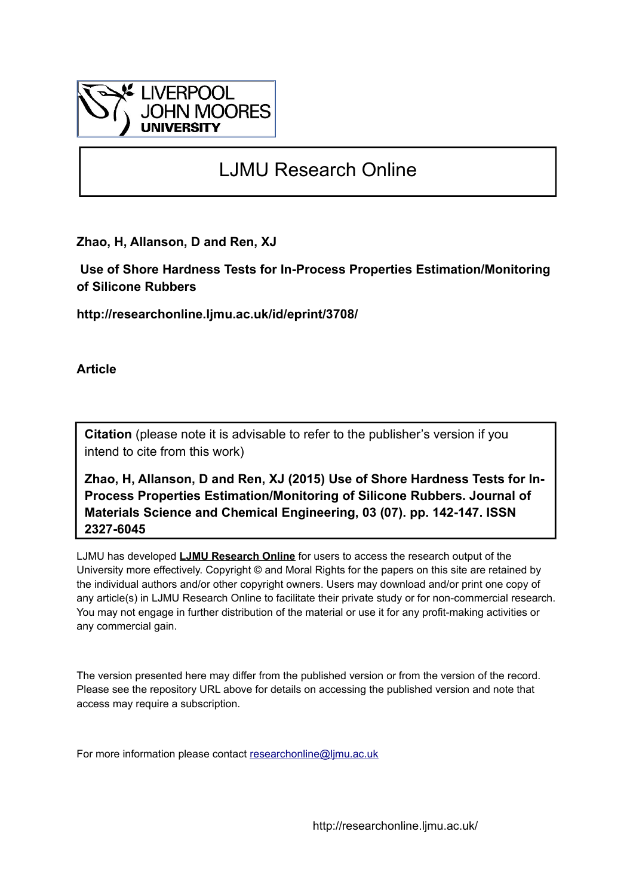LIVERPOOL JOHN MOORES UNIVERSITY

# LJMU Research Online

**Zhao, H, Allanson, D and Ren, XJ**

**Use of Shore Hardness Tests for In-Process Properties Estimation/Monitoring of Silicone Rubbers**

**http://researchonline.ljmu.ac.uk/id/eprint/3708/**

**Article**

**Citation** (please note it is advisable to refer to the publisher's version if you intend to cite from this work)

**Zhao, H, Allanson, D and Ren, XJ (2015) Use of Shore Hardness Tests for In-Process Properties Estimation/Monitoring of Silicone Rubbers. Journal of Materials Science and Chemical Engineering, 03 (07). pp. 142-147. ISSN 2327-6045**

LJMU has developed **LJMU Research Online** for users to access the research output of the University more effectively. Copyright © and Moral Rights for the papers on this site are retained by the individual authors and/or other copyright owners. Users may download and/or print one copy of any article(s) in LJMU Research Online to facilitate their private study or for non-commercial research. You may not engage in further distribution of the material or use it for any profit-making activities or any commercial gain.

The version presented here may differ from the published version or from the version of the record. Please see the repository URL above for details on accessing the published version and note that access may require a subscription.

For more information please contact researchonline@ljmu.ac.uk

http://researchonline.ljmu.ac.uk/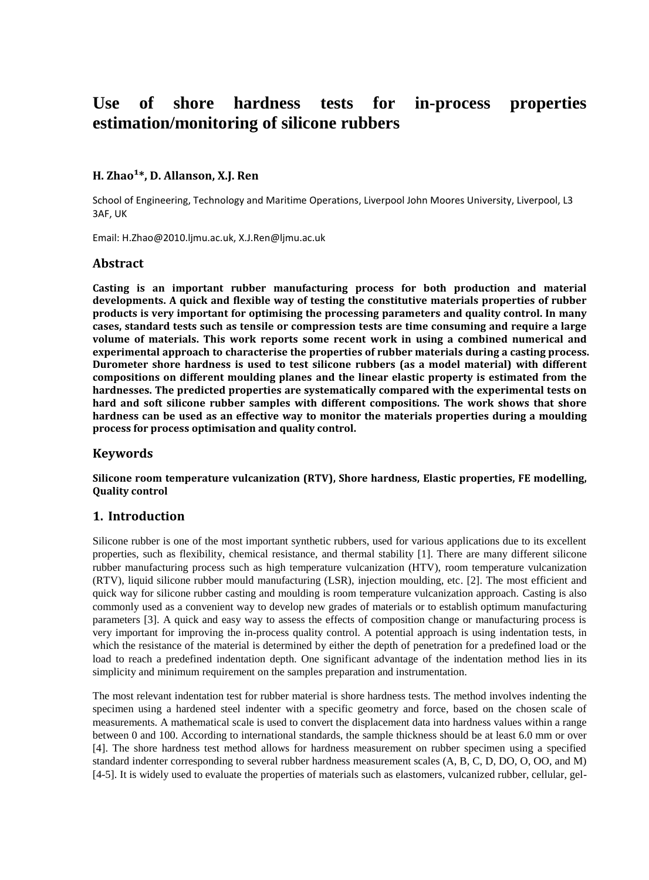# Use of shore hardness tests for in-process properties estimation/monitoring of silicone rubbers

**H. Zhao[1]*, D. Allanson, X.J. Ren**

School of Engineering, Technology and Maritime Operations, Liverpool John Moores University, Liverpool, L3 3AF, UK

Email: H.Zhao@2010.ljmu.ac.uk, X.J.Ren@ljmu.ac.uk

## Abstract

**Casting is an important rubber manufacturing process for both production and material developments. A quick and flexible way of testing the constitutive materials properties of rubber products is very important for optimising the processing parameters and quality control. In many cases, standard tests such as tensile or compression tests are time consuming and require a large volume of materials. This work reports some recent work in using a combined numerical and experimental approach to characterise the properties of rubber materials during a casting process. Durometer shore hardness is used to test silicone rubbers (as a model material) with different compositions on different moulding planes and the linear elastic property is estimated from the hardnesses. The predicted properties are systematically compared with the experimental tests on hard and soft silicone rubber samples with different compositions. The work shows that shore hardness can be used as an effective way to monitor the materials properties during a moulding process for process optimisation and quality control.**

## Keywords

**Silicone room temperature vulcanization (RTV), Shore hardness, Elastic properties, FE modelling, Quality control**

## 1. Introduction

Silicone rubber is one of the most important synthetic rubbers, used for various applications due to its excellent properties, such as flexibility, chemical resistance, and thermal stability [1]. There are many different silicone rubber manufacturing process such as high temperature vulcanization (HTV), room temperature vulcanization (RTV), liquid silicone rubber mould manufacturing (LSR), injection moulding, etc. [2]. The most efficient and quick way for silicone rubber casting and moulding is room temperature vulcanization approach. Casting is also commonly used as a convenient way to develop new grades of materials or to establish optimum manufacturing parameters [3]. A quick and easy way to assess the effects of composition change or manufacturing process is very important for improving the in-process quality control. A potential approach is using indentation tests, in which the resistance of the material is determined by either the depth of penetration for a predefined load or the load to reach a predefined indentation depth. One significant advantage of the indentation method lies in its simplicity and minimum requirement on the samples preparation and instrumentation.

The most relevant indentation test for rubber material is shore hardness tests. The method involves indenting the specimen using a hardened steel indenter with a specific geometry and force, based on the chosen scale of measurements. A mathematical scale is used to convert the displacement data into hardness values within a range between 0 and 100. According to international standards, the sample thickness should be at least 6.0 mm or over [4]. The shore hardness test method allows for hardness measurement on rubber specimen using a specified standard indenter corresponding to several rubber hardness measurement scales (A, B, C, D, DO, O, OO, and M) [4-5]. It is widely used to evaluate the properties of materials such as elastomers, vulcanized rubber, cellular, gel-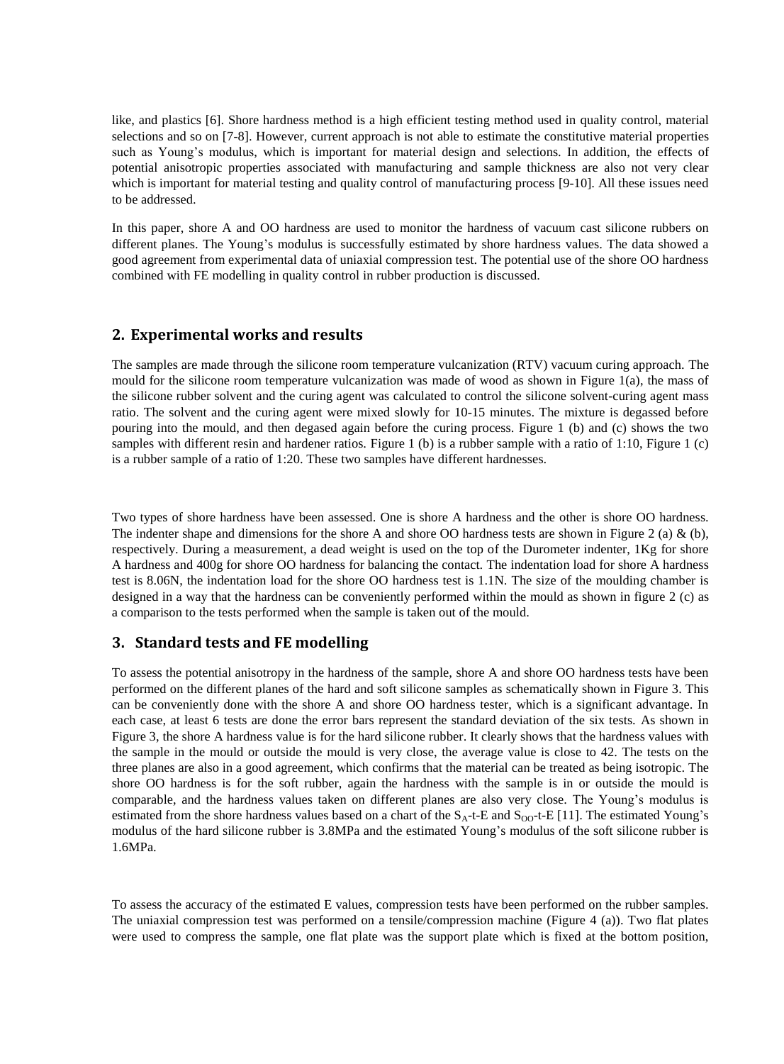like, and plastics [6]. Shore hardness method is a high efficient testing method used in quality control, material selections and so on [7-8]. However, current approach is not able to estimate the constitutive material properties such as Young's modulus, which is important for material design and selections. In addition, the effects of potential anisotropic properties associated with manufacturing and sample thickness are also not very clear which is important for material testing and quality control of manufacturing process [9-10]. All these issues need to be addressed.

In this paper, shore A and OO hardness are used to monitor the hardness of vacuum cast silicone rubbers on different planes. The Young's modulus is successfully estimated by shore hardness values. The data showed a good agreement from experimental data of uniaxial compression test. The potential use of the shore OO hardness combined with FE modelling in quality control in rubber production is discussed.

## 2. Experimental works and results

The samples are made through the silicone room temperature vulcanization (RTV) vacuum curing approach. The mould for the silicone room temperature vulcanization was made of wood as shown in Figure 1(a), the mass of the silicone rubber solvent and the curing agent was calculated to control the silicone solvent-curing agent mass ratio. The solvent and the curing agent were mixed slowly for 10-15 minutes. The mixture is degassed before pouring into the mould, and then degased again before the curing process. Figure 1 (b) and (c) shows the two samples with different resin and hardener ratios. Figure 1 (b) is a rubber sample with a ratio of 1:10, Figure 1 (c) is a rubber sample of a ratio of 1:20. These two samples have different hardnesses.

Two types of shore hardness have been assessed. One is shore A hardness and the other is shore OO hardness. The indenter shape and dimensions for the shore A and shore OO hardness tests are shown in Figure 2 (a) & (b), respectively. During a measurement, a dead weight is used on the top of the Durometer indenter, 1Kg for shore A hardness and 400g for shore OO hardness for balancing the contact. The indentation load for shore A hardness test is 8.06N, the indentation load for the shore OO hardness test is 1.1N. The size of the moulding chamber is designed in a way that the hardness can be conveniently performed within the mould as shown in figure 2 (c) as a comparison to the tests performed when the sample is taken out of the mould.

## 3. Standard tests and FE modelling

To assess the potential anisotropy in the hardness of the sample, shore A and shore OO hardness tests have been performed on the different planes of the hard and soft silicone samples as schematically shown in Figure 3. This can be conveniently done with the shore A and shore OO hardness tester, which is a significant advantage. In each case, at least 6 tests are done the error bars represent the standard deviation of the six tests. As shown in Figure 3, the shore A hardness value is for the hard silicone rubber. It clearly shows that the hardness values with the sample in the mould or outside the mould is very close, the average value is close to 42. The tests on the three planes are also in a good agreement, which confirms that the material can be treated as being isotropic. The shore OO hardness is for the soft rubber, again the hardness with the sample is in or outside the mould is comparable, and the hardness values taken on different planes are also very close. The Young's modulus is estimated from the shore hardness values based on a chart of the $S_A$-t-E and $S_{OO}$-t-E [11]. The estimated Young's modulus of the hard silicone rubber is 3.8MPa and the estimated Young's modulus of the soft silicone rubber is 1.6MPa.

To assess the accuracy of the estimated E values, compression tests have been performed on the rubber samples. The uniaxial compression test was performed on a tensile/compression machine (Figure 4 (a)). Two flat plates were used to compress the sample, one flat plate was the support plate which is fixed at the bottom position,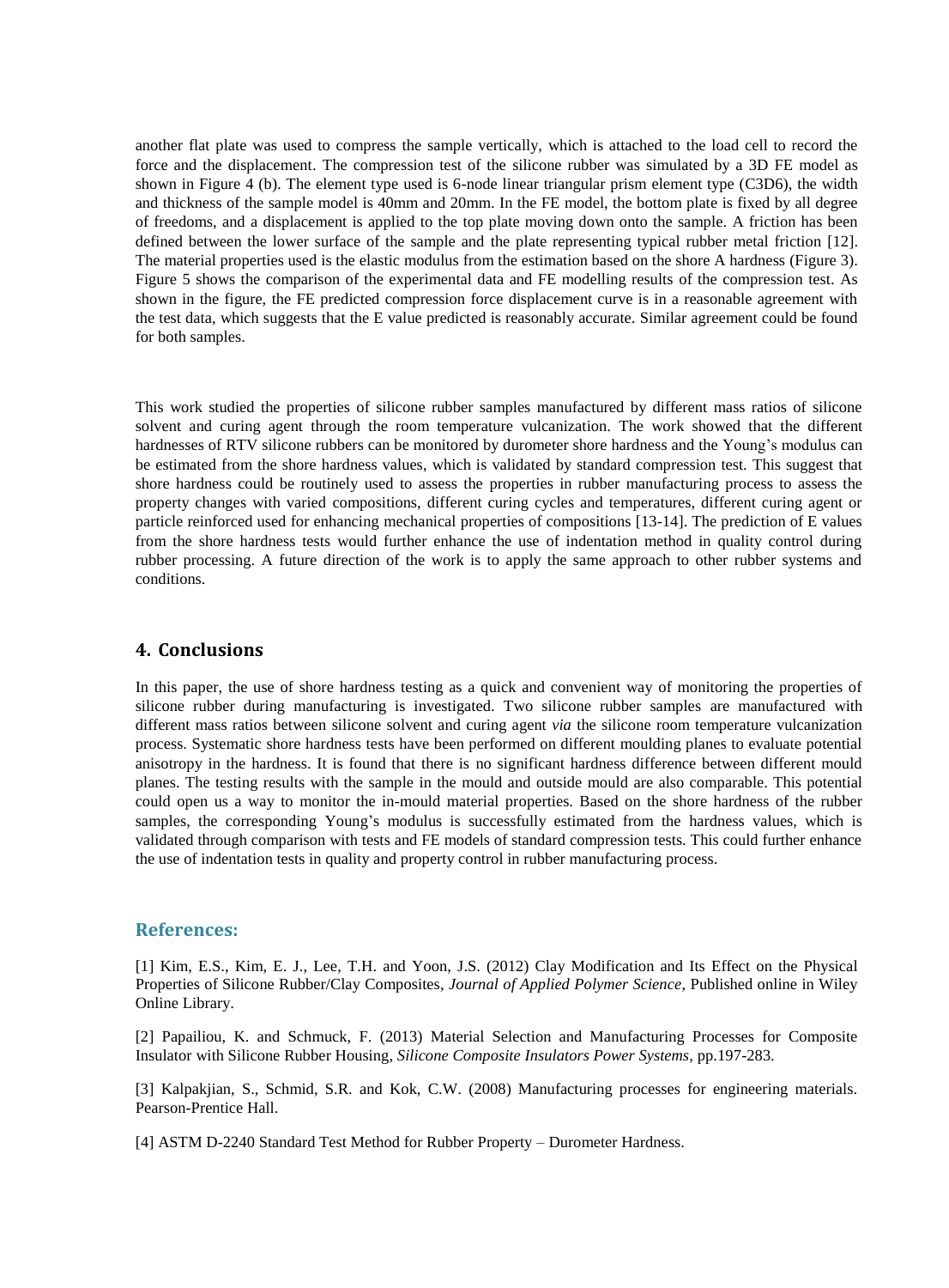another flat plate was used to compress the sample vertically, which is attached to the load cell to record the force and the displacement. The compression test of the silicone rubber was simulated by a 3D FE model as shown in Figure 4 (b). The element type used is 6-node linear triangular prism element type (C3D6), the width and thickness of the sample model is 40mm and 20mm. In the FE model, the bottom plate is fixed by all degree of freedoms, and a displacement is applied to the top plate moving down onto the sample. A friction has been defined between the lower surface of the sample and the plate representing typical rubber metal friction [12]. The material properties used is the elastic modulus from the estimation based on the shore A hardness (Figure 3). Figure 5 shows the comparison of the experimental data and FE modelling results of the compression test. As shown in the figure, the FE predicted compression force displacement curve is in a reasonable agreement with the test data, which suggests that the E value predicted is reasonably accurate. Similar agreement could be found for both samples.

This work studied the properties of silicone rubber samples manufactured by different mass ratios of silicone solvent and curing agent through the room temperature vulcanization. The work showed that the different hardnesses of RTV silicone rubbers can be monitored by durometer shore hardness and the Young's modulus can be estimated from the shore hardness values, which is validated by standard compression test. This suggest that shore hardness could be routinely used to assess the properties in rubber manufacturing process to assess the property changes with varied compositions, different curing cycles and temperatures, different curing agent or particle reinforced used for enhancing mechanical properties of compositions [13-14]. The prediction of E values from the shore hardness tests would further enhance the use of indentation method in quality control during rubber processing. A future direction of the work is to apply the same approach to other rubber systems and conditions.

## 4. Conclusions

In this paper, the use of shore hardness testing as a quick and convenient way of monitoring the properties of silicone rubber during manufacturing is investigated. Two silicone rubber samples are manufactured with different mass ratios between silicone solvent and curing agent *via* the silicone room temperature vulcanization process. Systematic shore hardness tests have been performed on different moulding planes to evaluate potential anisotropy in the hardness. It is found that there is no significant hardness difference between different mould planes. The testing results with the sample in the mould and outside mould are also comparable. This potential could open us a way to monitor the in-mould material properties. Based on the shore hardness of the rubber samples, the corresponding Young's modulus is successfully estimated from the hardness values, which is validated through comparison with tests and FE models of standard compression tests. This could further enhance the use of indentation tests in quality and property control in rubber manufacturing process.

## References:

[1] Kim, E.S., Kim, E. J., Lee, T.H. and Yoon, J.S. (2012) Clay Modification and Its Effect on the Physical Properties of Silicone Rubber/Clay Composites, *Journal of Applied Polymer Science*, Published online in Wiley Online Library.

[2] Papailiou, K. and Schmuck, F. (2013) Material Selection and Manufacturing Processes for Composite Insulator with Silicone Rubber Housing, *Silicone Composite Insulators Power Systems*, pp.197-283.

[3] Kalpakjian, S., Schmid, S.R. and Kok, C.W. (2008) Manufacturing processes for engineering materials. Pearson-Prentice Hall.

[4] ASTM D-2240 Standard Test Method for Rubber Property – Durometer Hardness.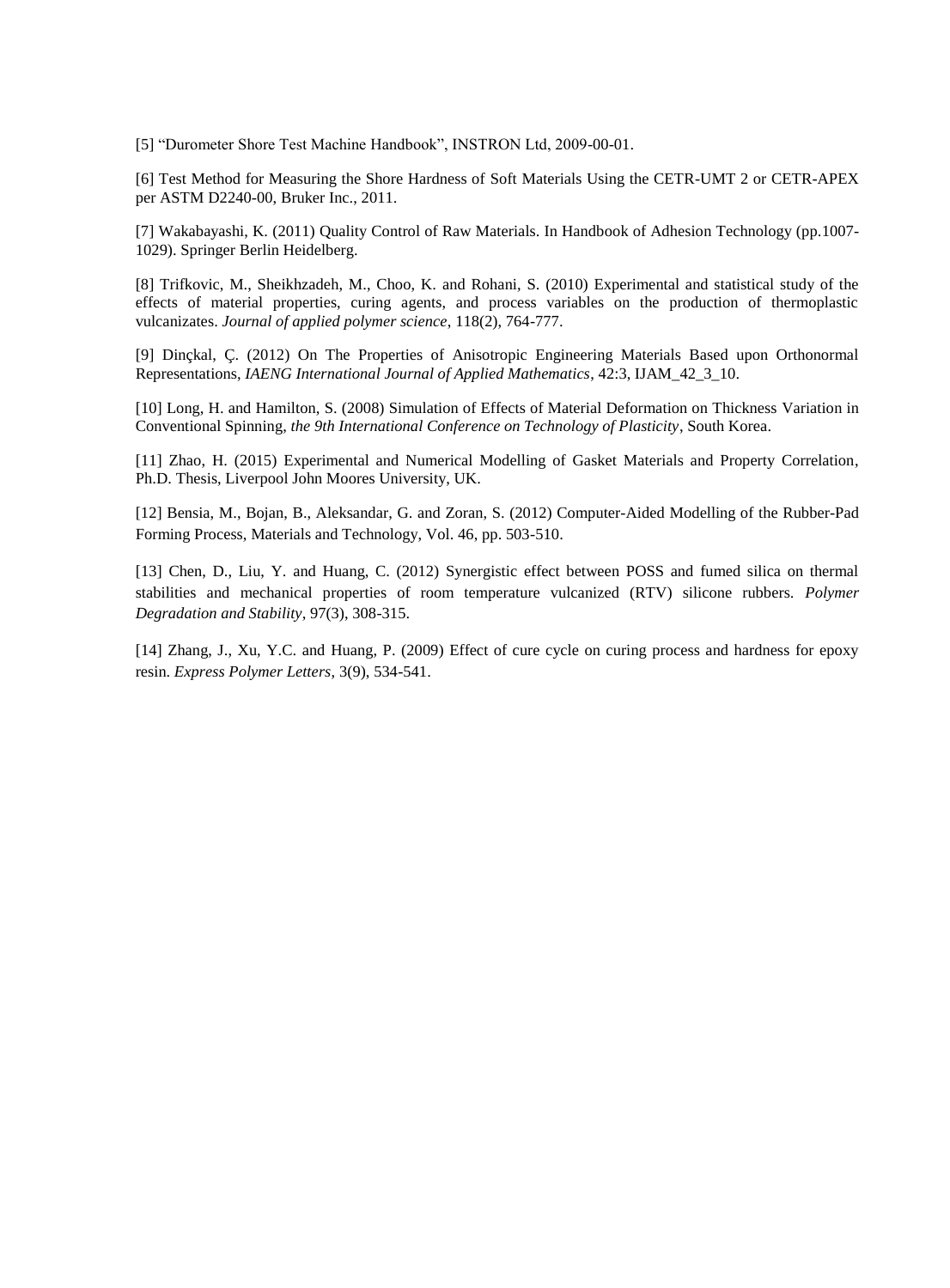[5] “Durometer Shore Test Machine Handbook”, INSTRON Ltd, 2009-00-01.

[6] Test Method for Measuring the Shore Hardness of Soft Materials Using the CETR-UMT 2 or CETR-APEX per ASTM D2240-00, Bruker Inc., 2011.

[7] Wakabayashi, K. (2011) Quality Control of Raw Materials. In Handbook of Adhesion Technology (pp.1007-1029). Springer Berlin Heidelberg.

[8] Trifkovic, M., Sheikhzadeh, M., Choo, K. and Rohani, S. (2010) Experimental and statistical study of the effects of material properties, curing agents, and process variables on the production of thermoplastic vulcanizates. *Journal of applied polymer science*, 118(2), 764-777.

[9] Dinçkal, Ç. (2012) On The Properties of Anisotropic Engineering Materials Based upon Orthonormal Representations, *IAENG International Journal of Applied Mathematics*, 42:3, IJAM_42_3_10.

[10] Long, H. and Hamilton, S. (2008) Simulation of Effects of Material Deformation on Thickness Variation in Conventional Spinning, *the 9th International Conference on Technology of Plasticity*, South Korea.

[11] Zhao, H. (2015) Experimental and Numerical Modelling of Gasket Materials and Property Correlation, Ph.D. Thesis, Liverpool John Moores University, UK.

[12] Bensia, M., Bojan, B., Aleksandar, G. and Zoran, S. (2012) Computer-Aided Modelling of the Rubber-Pad Forming Process, Materials and Technology, Vol. 46, pp. 503-510.

[13] Chen, D., Liu, Y. and Huang, C. (2012) Synergistic effect between POSS and fumed silica on thermal stabilities and mechanical properties of room temperature vulcanized (RTV) silicone rubbers. *Polymer Degradation and Stability*, 97(3), 308-315.

[14] Zhang, J., Xu, Y.C. and Huang, P. (2009) Effect of cure cycle on curing process and hardness for epoxy resin. *Express Polymer Letters*, 3(9), 534-541.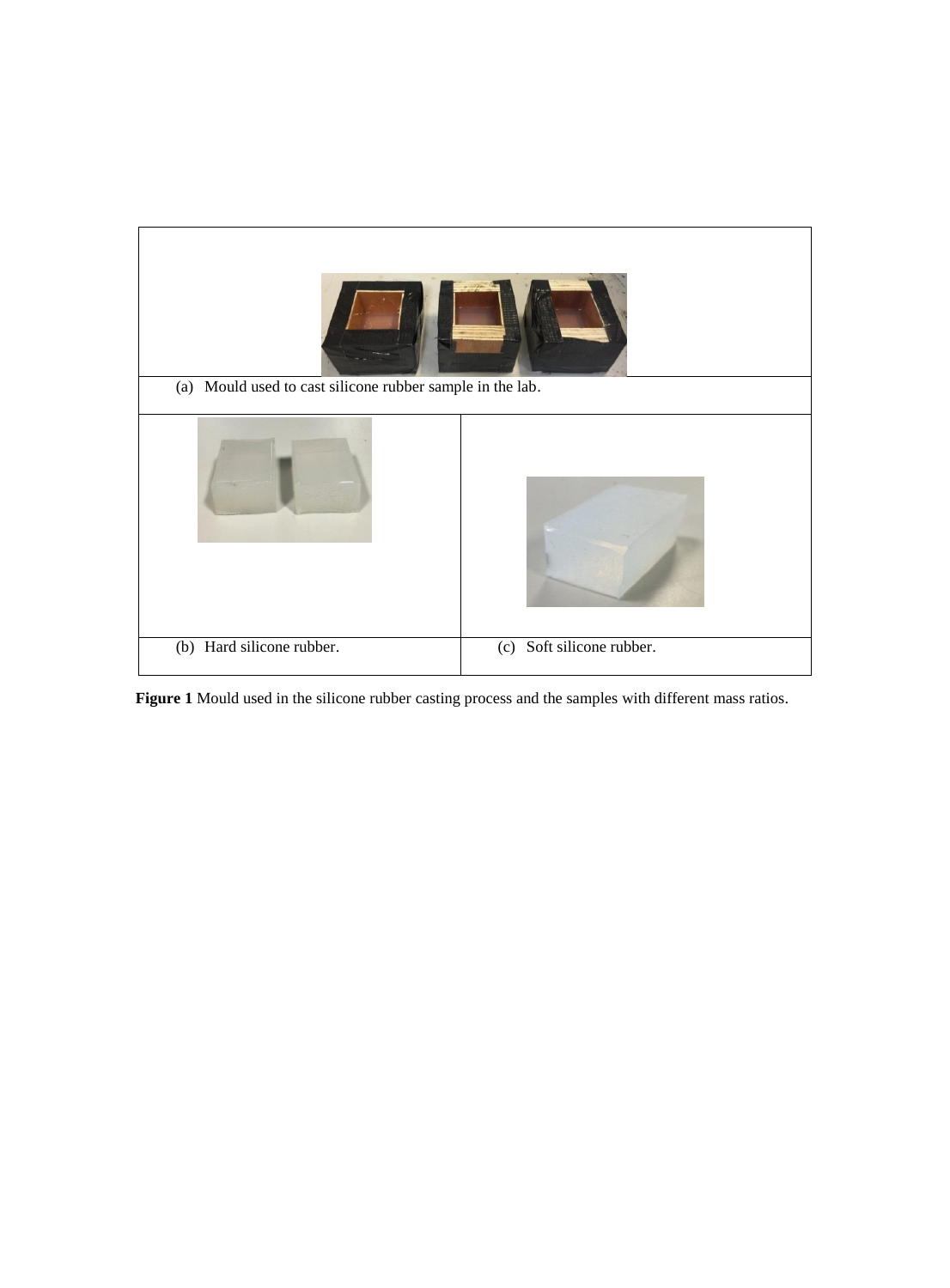(a) Mould used to cast silicone rubber sample in the lab.

(b) Hard silicone rubber.

(c) Soft silicone rubber.

**Figure 1** Mould used in the silicone rubber casting process and the samples with different mass ratios.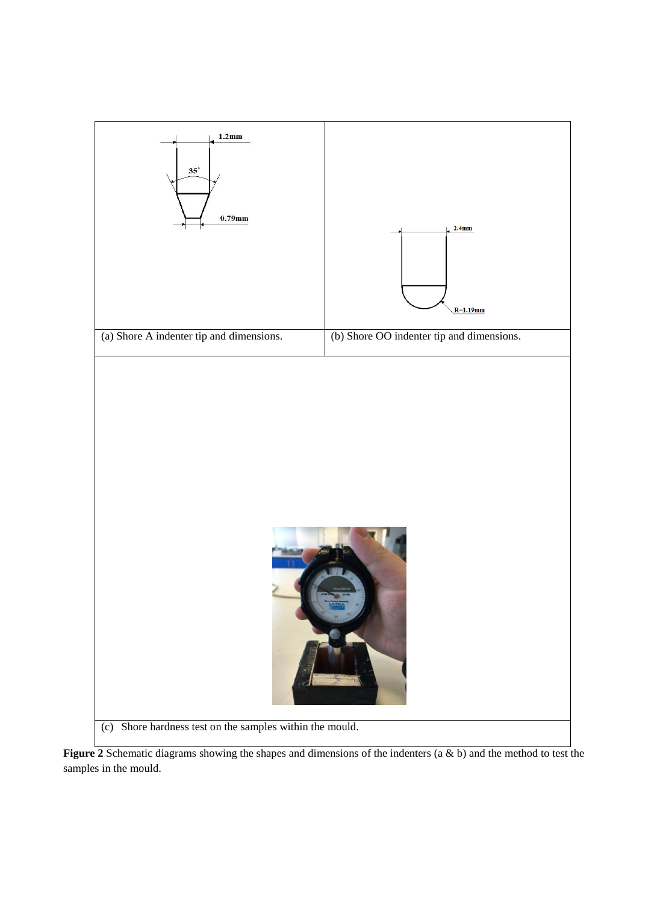| 1.2mm<br>35°<br>0.79mm | 2.4mm<br>R=1.19mm |
| --- | --- |
| (a) Shore A indenter tip and dimensions. | (b) Shore OO indenter tip and dimensions. |

(c) Shore hardness test on the samples within the mould.

**Figure 2** Schematic diagrams showing the shapes and dimensions of the indenters (a & b) and the method to test the samples in the mould.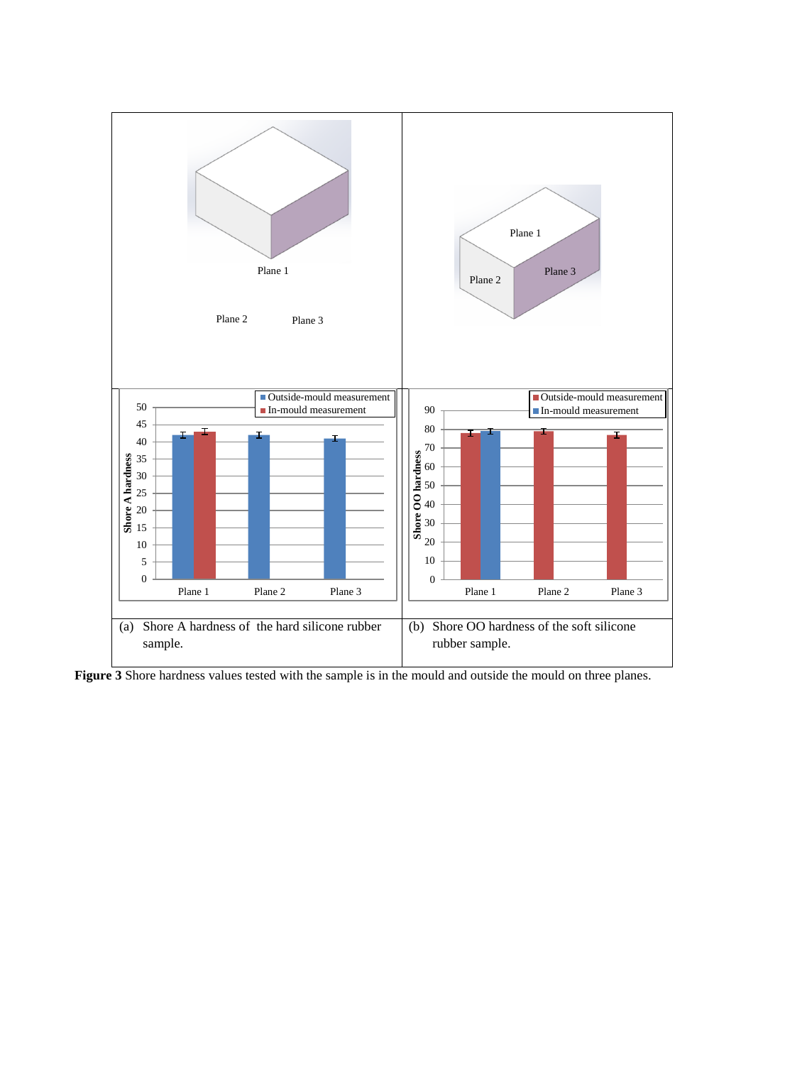Plane 1

Plane 2 Plane 3

Plane 1

Plane 2 Plane 3

(a) Shore A hardness of the hard silicone rubber sample.

(b) Shore OO hardness of the soft silicone rubber sample.

**Figure 3** Shore hardness values tested with the sample is in the mould and outside the mould on three planes.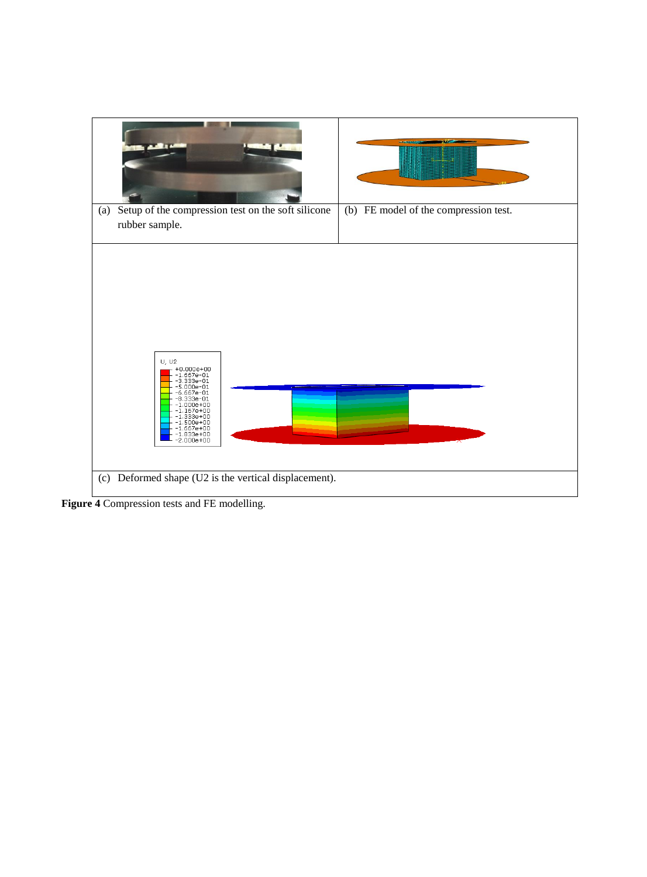| | |
|---|---|
| (a) Setup of the compression test on the soft silicone rubber sample. | (b) FE model of the compression test. |
| (c) Deformed shape (U2 is the vertical displacement). | |

**Figure 4** Compression tests and FE modelling.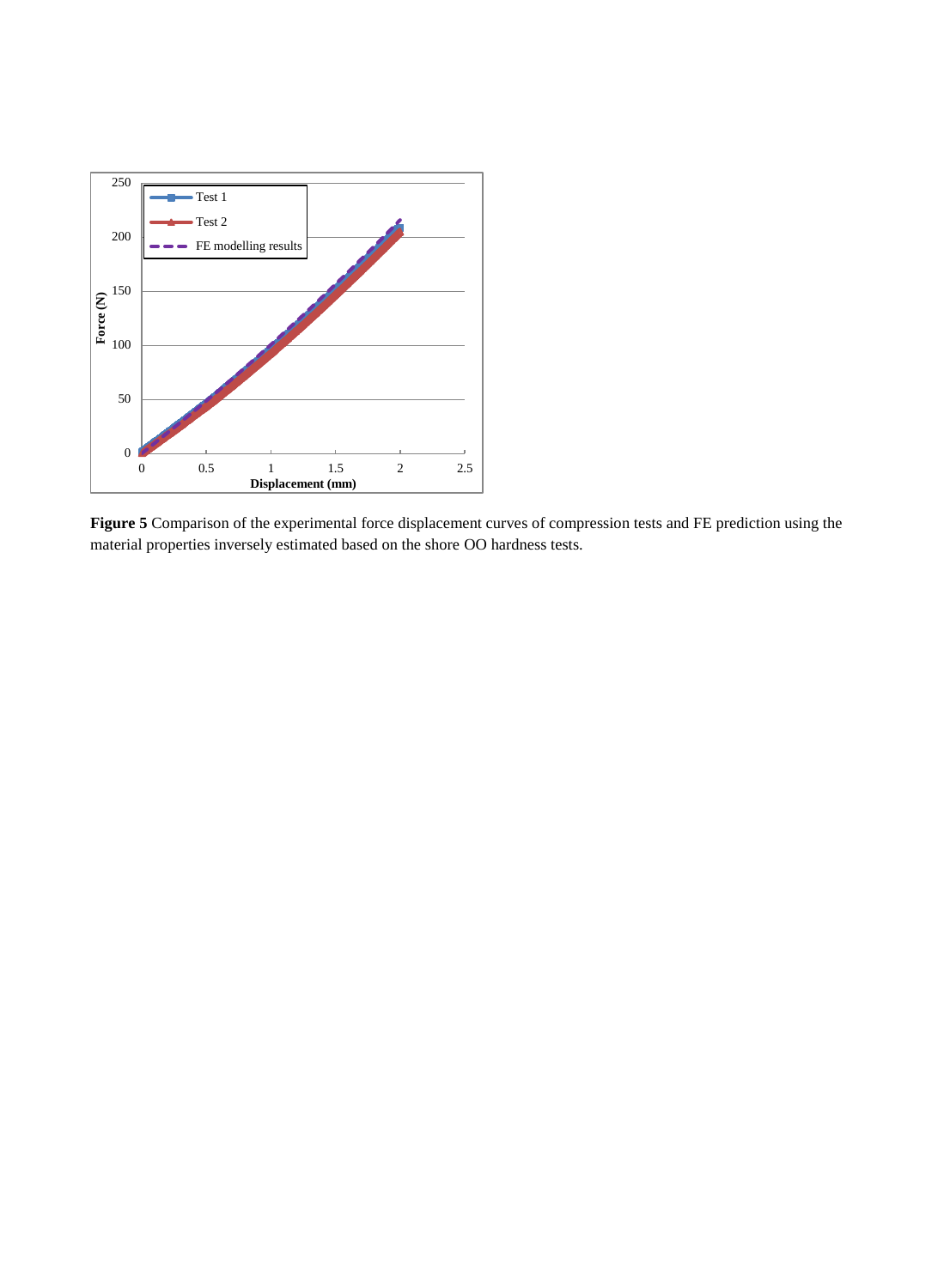250

200

150

100

50

0

Force (N)

0

0.5

1

1.5

2

2.5

Displacement (mm)

Test 1

Test 2

FE modelling results

**Figure 5** Comparison of the experimental force displacement curves of compression tests and FE prediction using the material properties inversely estimated based on the shore OO hardness tests.